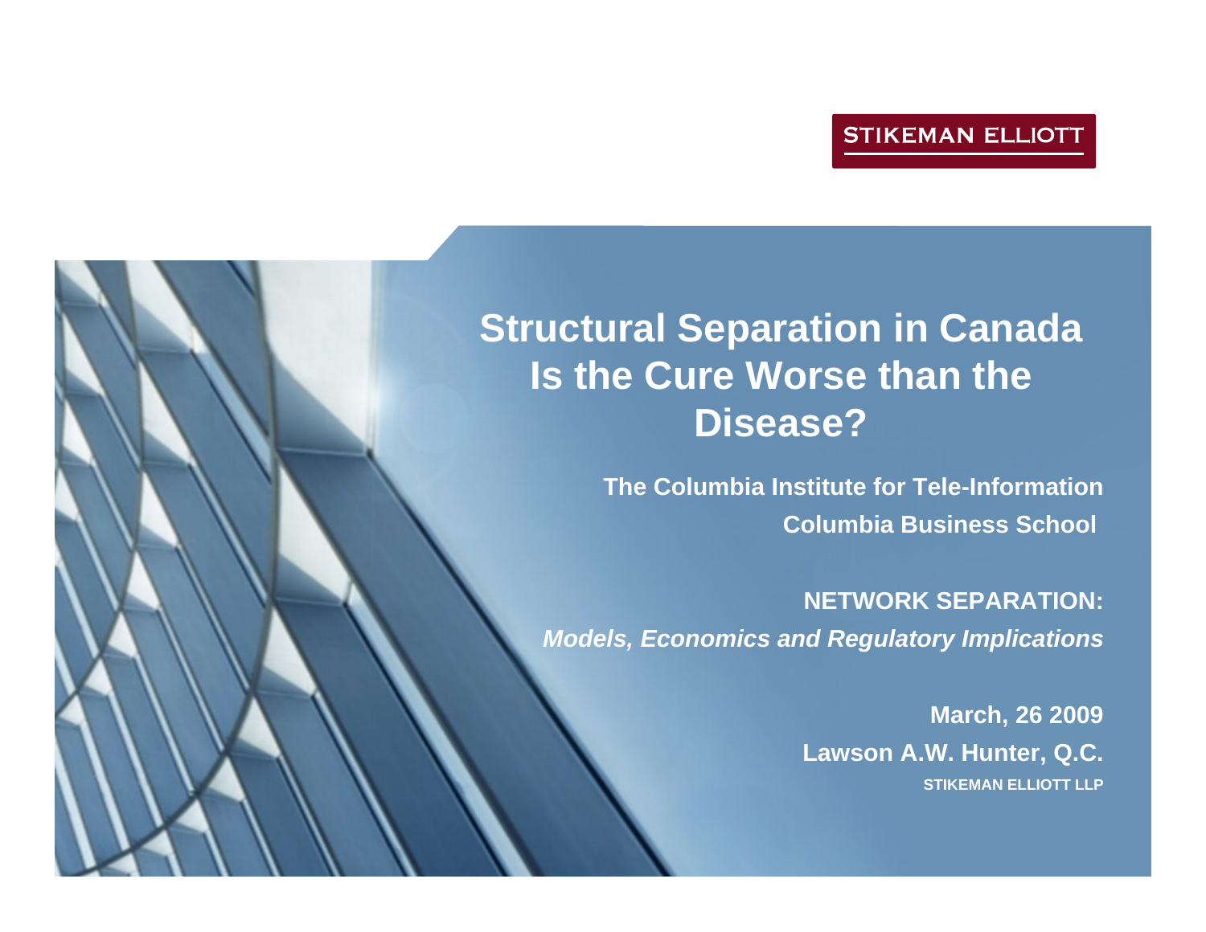STIKEMAN ELLIOTT

# Structural Separation in Canada Is the Cure Worse than the Disease?

**The Columbia Institute for Tele-Information**
**Columbia Business School**

**NETWORK SEPARATION:**
***Models, Economics and Regulatory Implications***

**March, 26 2009**
**Lawson A.W. Hunter, Q.C.**
**STIKEMAN ELLIOTT LLP**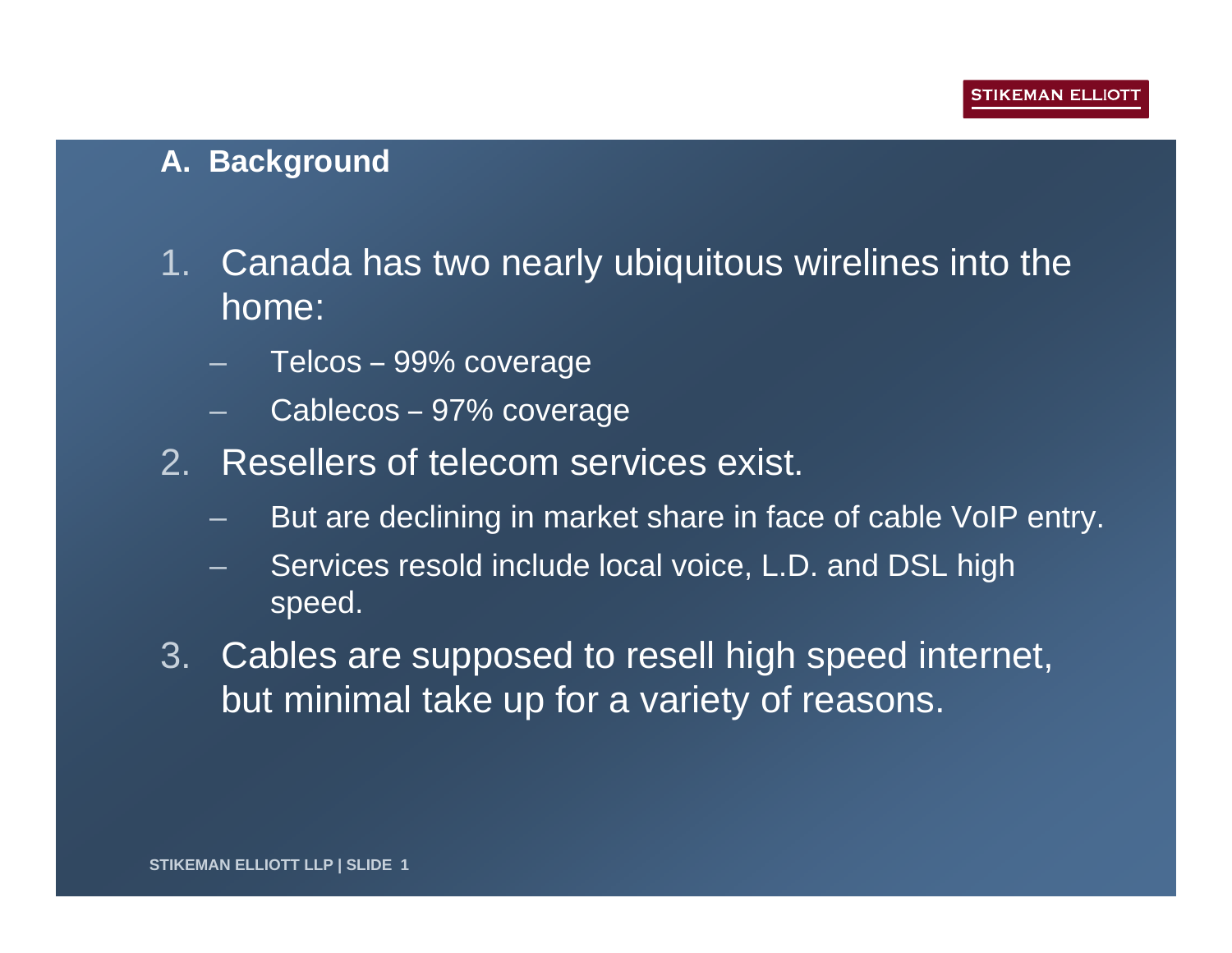## A. Background

1. Canada has two nearly ubiquitous wirelines into the home:
   - Telcos – 99% coverage
   - Cablecos – 97% coverage
2. Resellers of telecom services exist.
   - But are declining in market share in face of cable VoIP entry.
   - Services resold include local voice, L.D. and DSL high speed.
3. Cables are supposed to resell high speed internet, but minimal take up for a variety of reasons.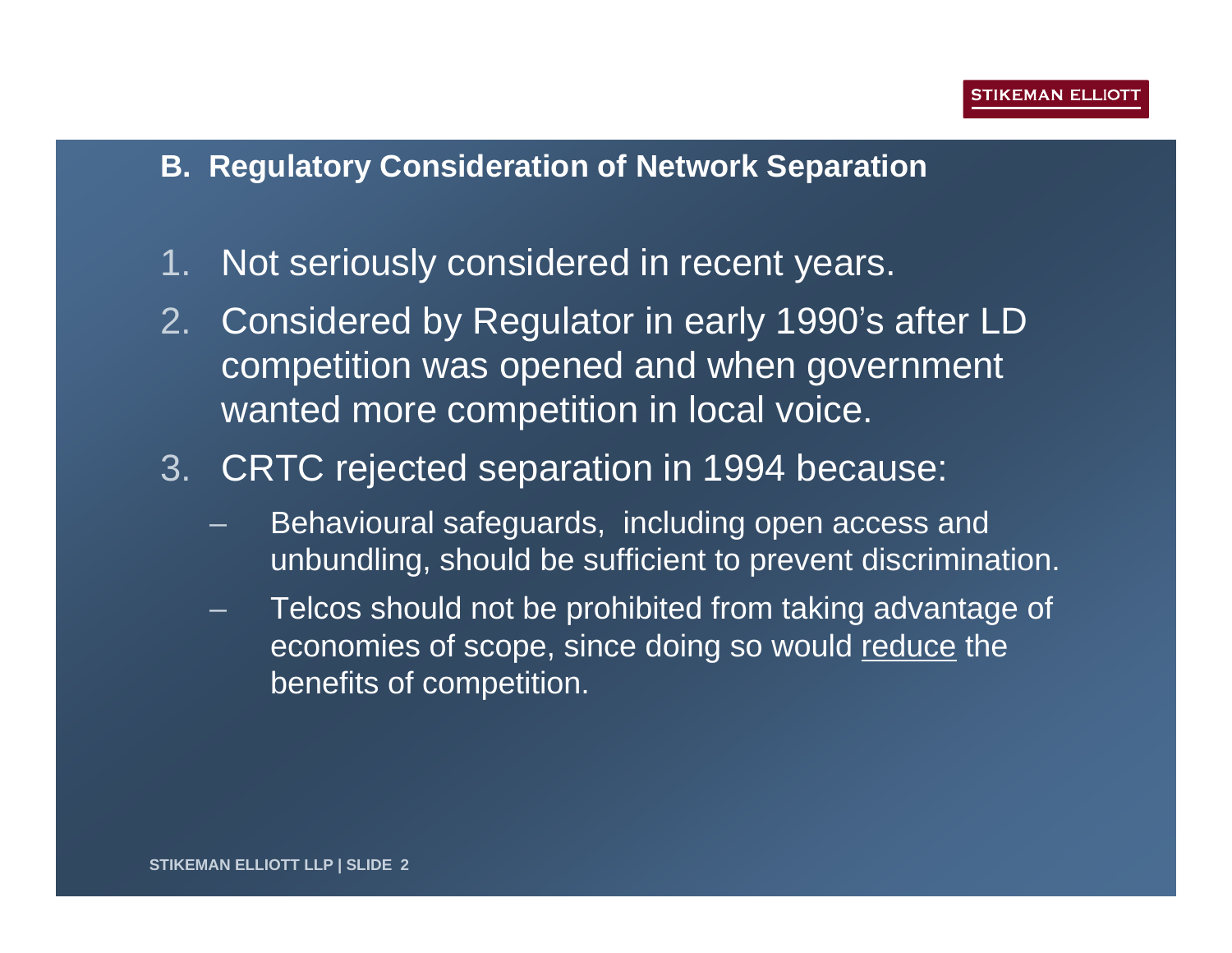## B. Regulatory Consideration of Network Separation

1. Not seriously considered in recent years.
2. Considered by Regulator in early 1990's after LD competition was opened and when government wanted more competition in local voice.
3. CRTC rejected separation in 1994 because:
   - Behavioural safeguards, including open access and unbundling, should be sufficient to prevent discrimination.
   - Telcos should not be prohibited from taking advantage of economies of scope, since doing so would <u>reduce</u> the benefits of competition.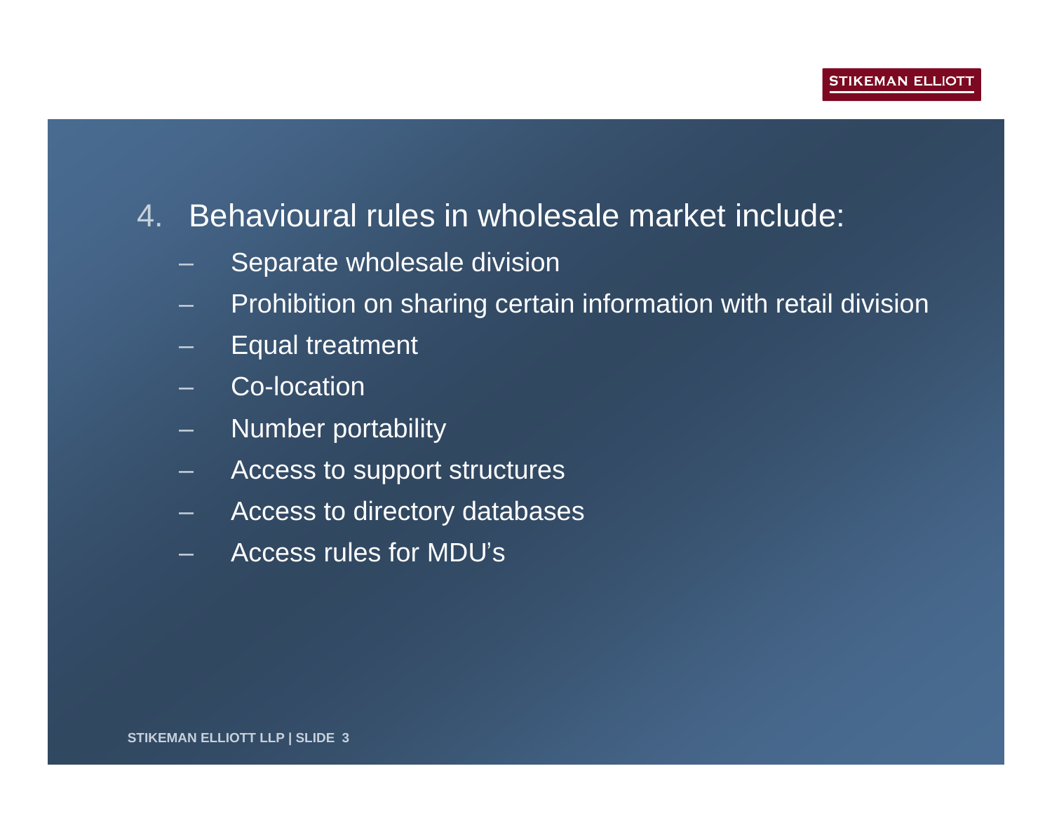4. Behavioural rules in wholesale market include:
   - Separate wholesale division
   - Prohibition on sharing certain information with retail division
   - Equal treatment
   - Co-location
   - Number portability
   - Access to support structures
   - Access to directory databases
   - Access rules for MDU's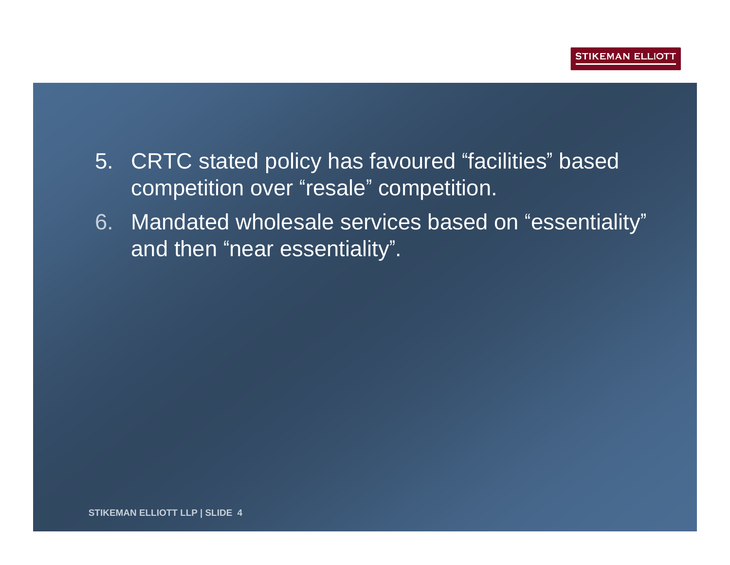5. CRTC stated policy has favoured “facilities” based competition over “resale” competition.
6. Mandated wholesale services based on “essentiality” and then “near essentiality”.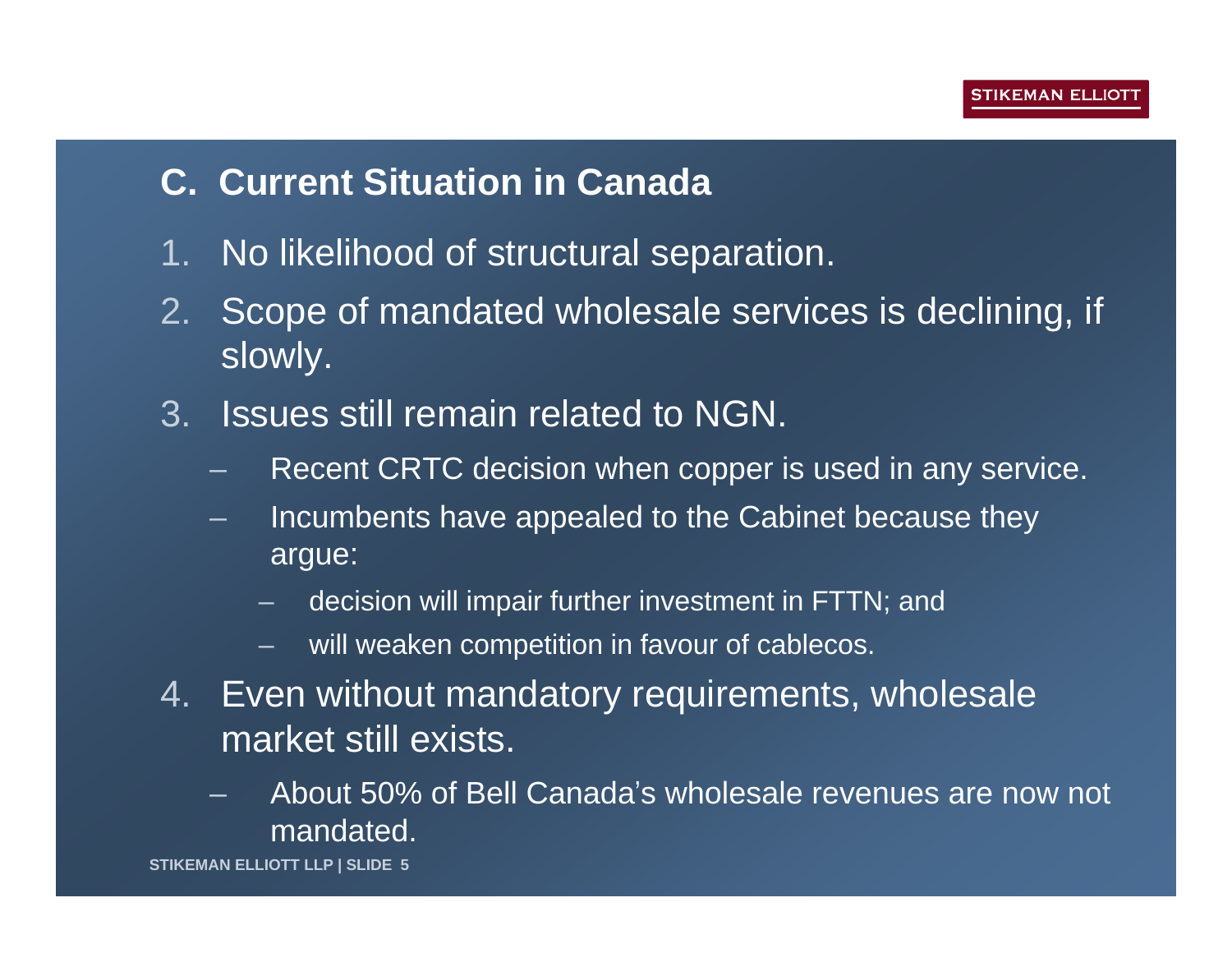## C. Current Situation in Canada

1. No likelihood of structural separation.
2. Scope of mandated wholesale services is declining, if slowly.
3. Issues still remain related to NGN.
   - Recent CRTC decision when copper is used in any service.
   - Incumbents have appealed to the Cabinet because they argue:
     - decision will impair further investment in FTTN; and
     - will weaken competition in favour of cablecos.
4. Even without mandatory requirements, wholesale market still exists.
   - About 50% of Bell Canada's wholesale revenues are now not mandated.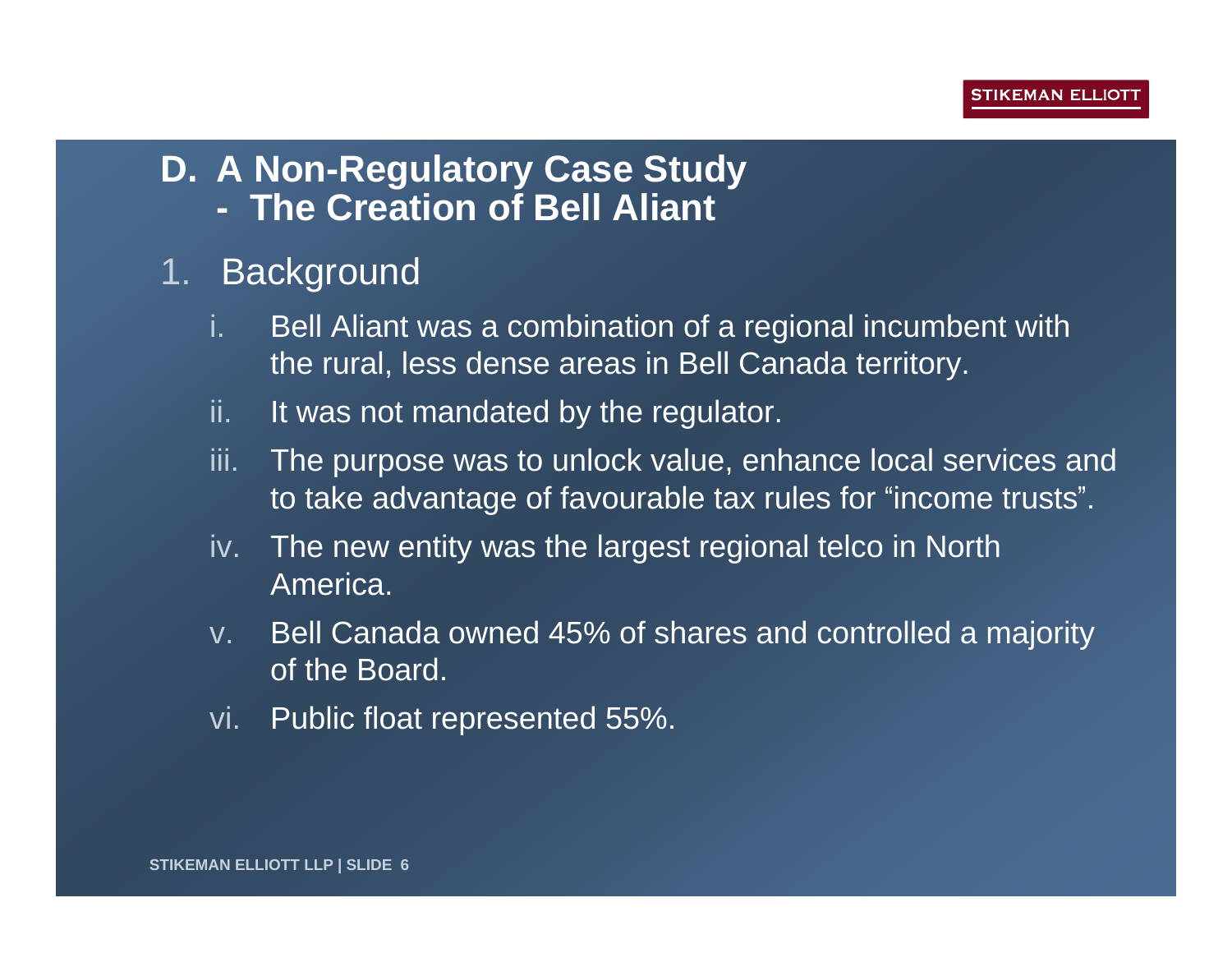## D. A Non-Regulatory Case Study - The Creation of Bell Aliant

### 1. Background

i. Bell Aliant was a combination of a regional incumbent with the rural, less dense areas in Bell Canada territory.

ii. It was not mandated by the regulator.

iii. The purpose was to unlock value, enhance local services and to take advantage of favourable tax rules for "income trusts".

iv. The new entity was the largest regional telco in North America.

v. Bell Canada owned 45% of shares and controlled a majority of the Board.

vi. Public float represented 55%.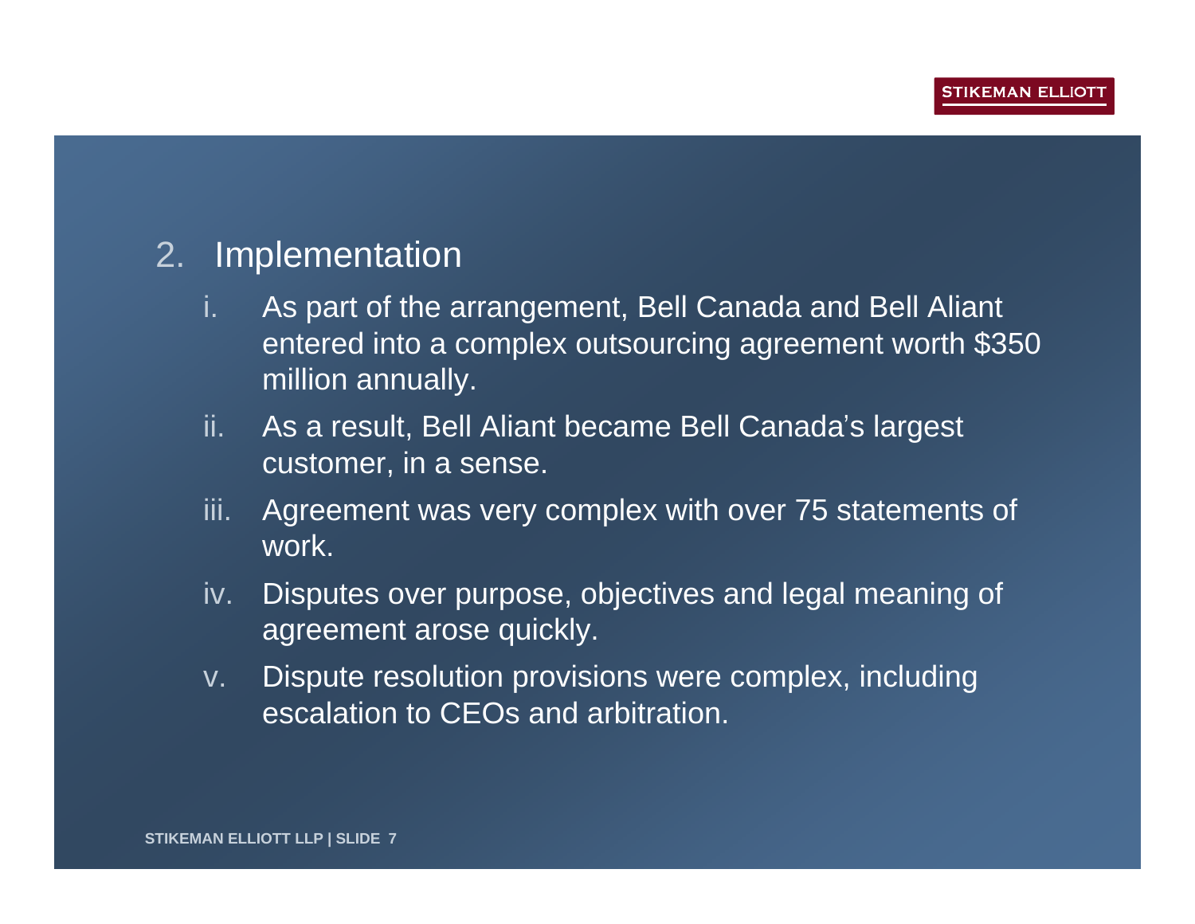2. Implementation

    i. As part of the arrangement, Bell Canada and Bell Aliant entered into a complex outsourcing agreement worth $350 million annually.
    ii. As a result, Bell Aliant became Bell Canada's largest customer, in a sense.
    iii. Agreement was very complex with over 75 statements of work.
    iv. Disputes over purpose, objectives and legal meaning of agreement arose quickly.
    v. Dispute resolution provisions were complex, including escalation to CEOs and arbitration.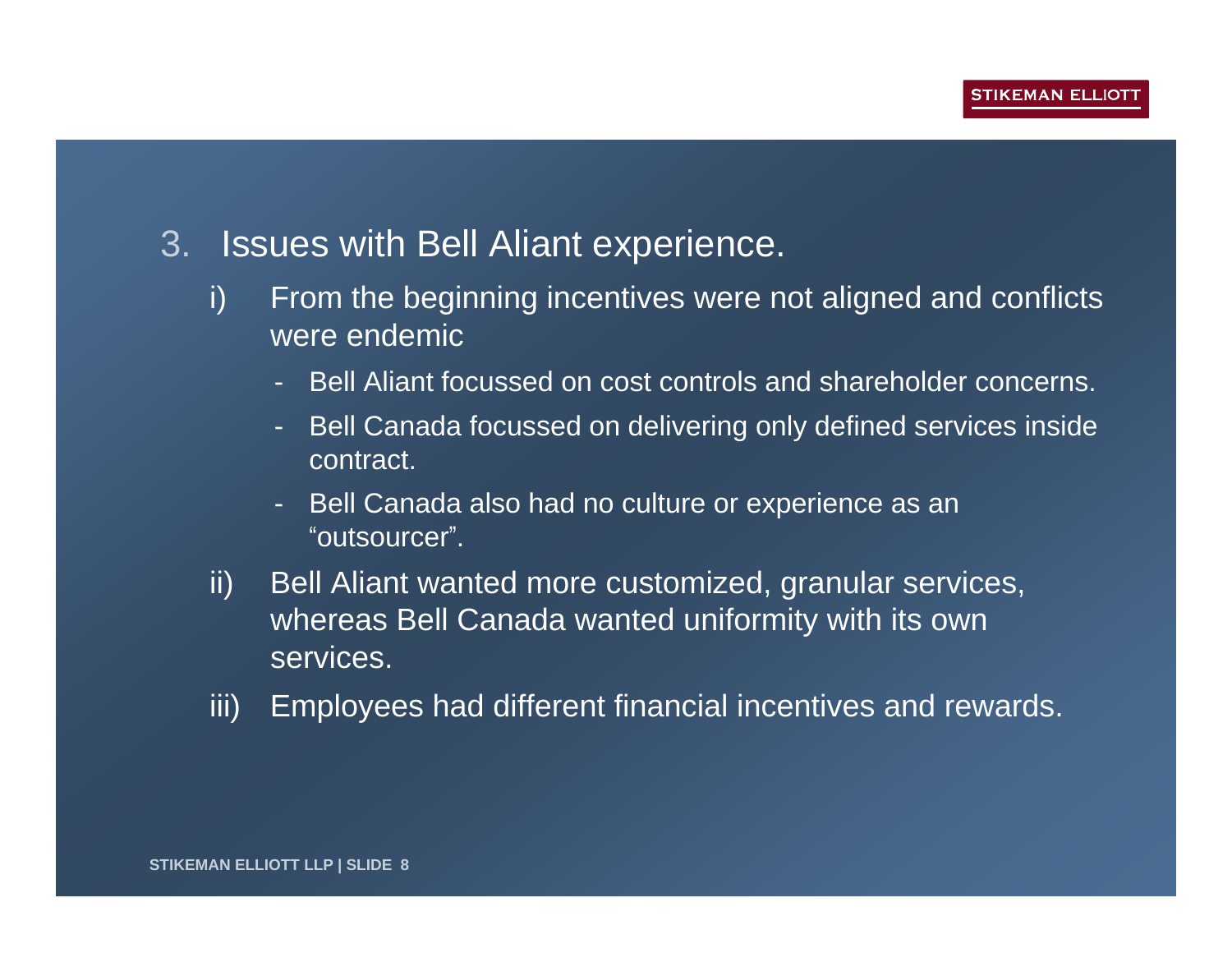3. Issues with Bell Aliant experience.

   i) From the beginning incentives were not aligned and conflicts were endemic

      - Bell Aliant focussed on cost controls and shareholder concerns.
      - Bell Canada focussed on delivering only defined services inside contract.
      - Bell Canada also had no culture or experience as an "outsourcer".

   ii) Bell Aliant wanted more customized, granular services, whereas Bell Canada wanted uniformity with its own services.

   iii) Employees had different financial incentives and rewards.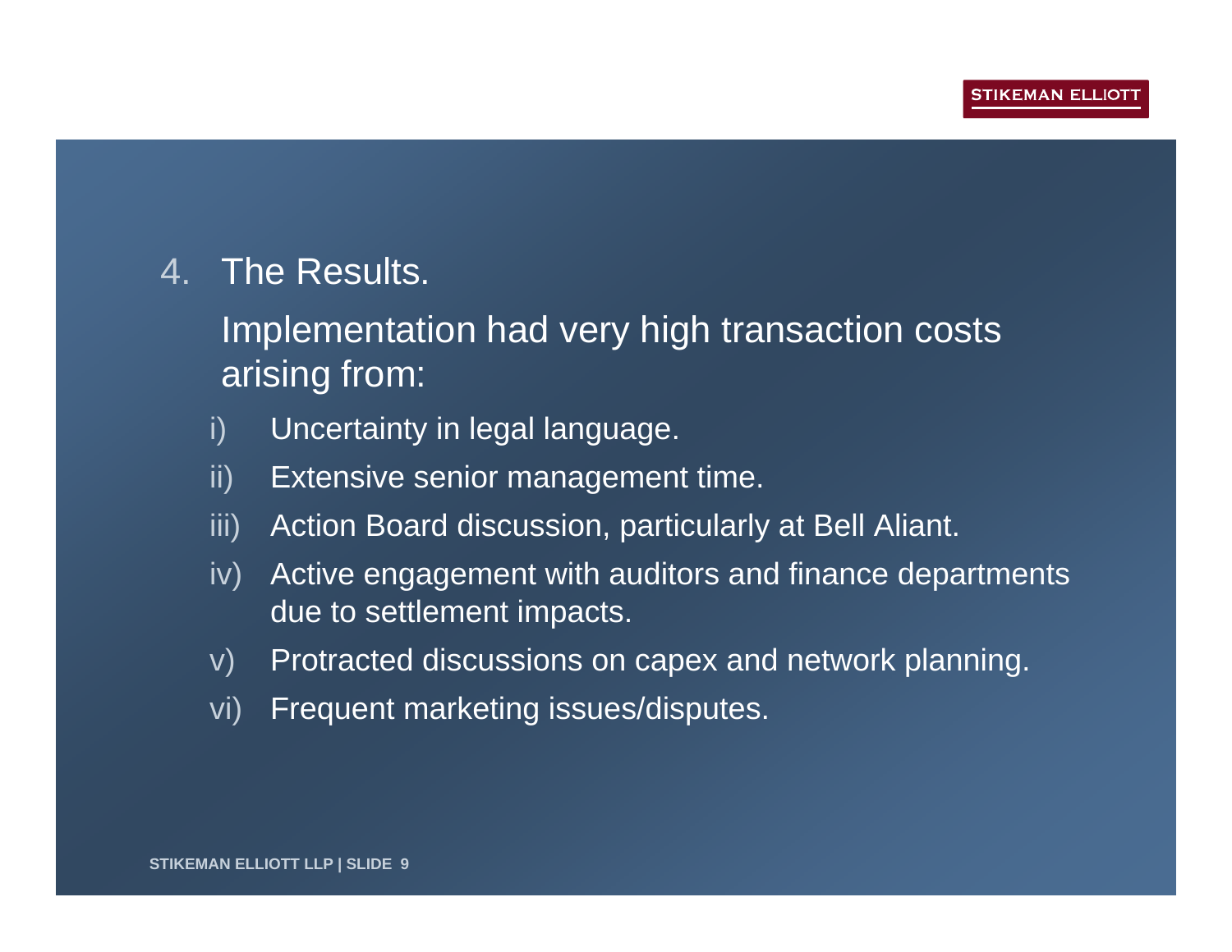4. The Results.

   Implementation had very high transaction costs arising from:

   i) Uncertainty in legal language.
   ii) Extensive senior management time.
   iii) Action Board discussion, particularly at Bell Aliant.
   iv) Active engagement with auditors and finance departments due to settlement impacts.
   v) Protracted discussions on capex and network planning.
   vi) Frequent marketing issues/disputes.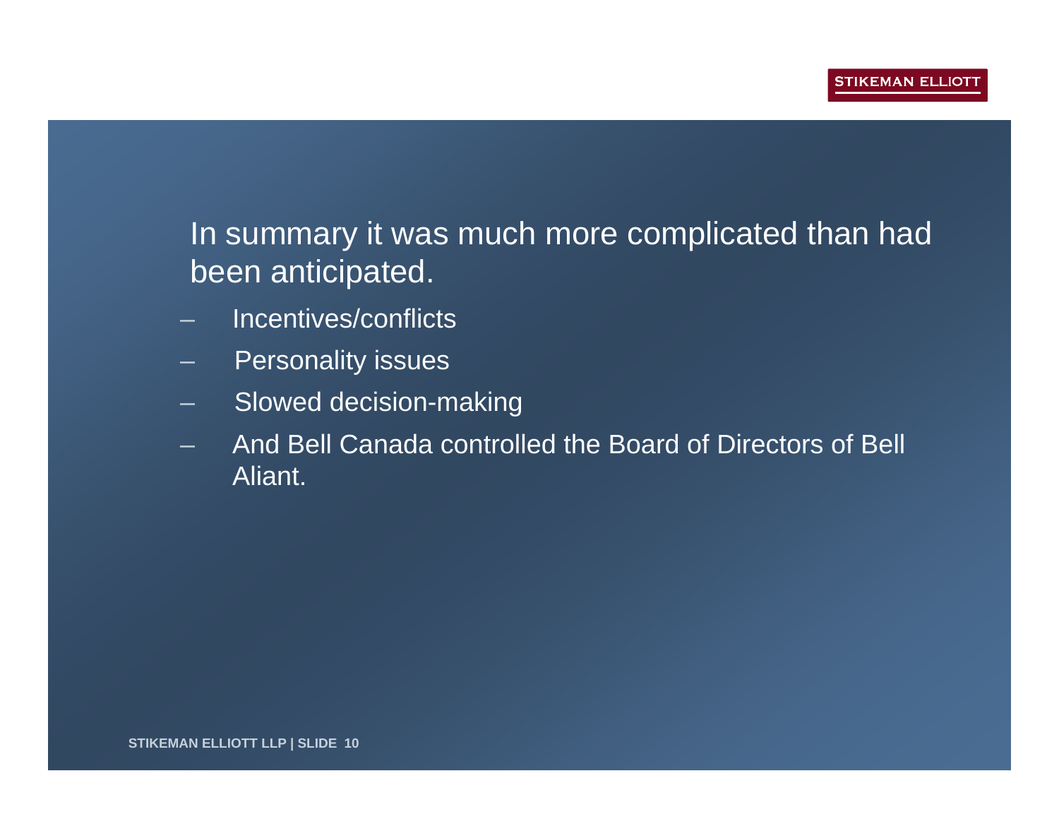In summary it was much more complicated than had been anticipated.

- Incentives/conflicts
- Personality issues
- Slowed decision-making
- And Bell Canada controlled the Board of Directors of Bell Aliant.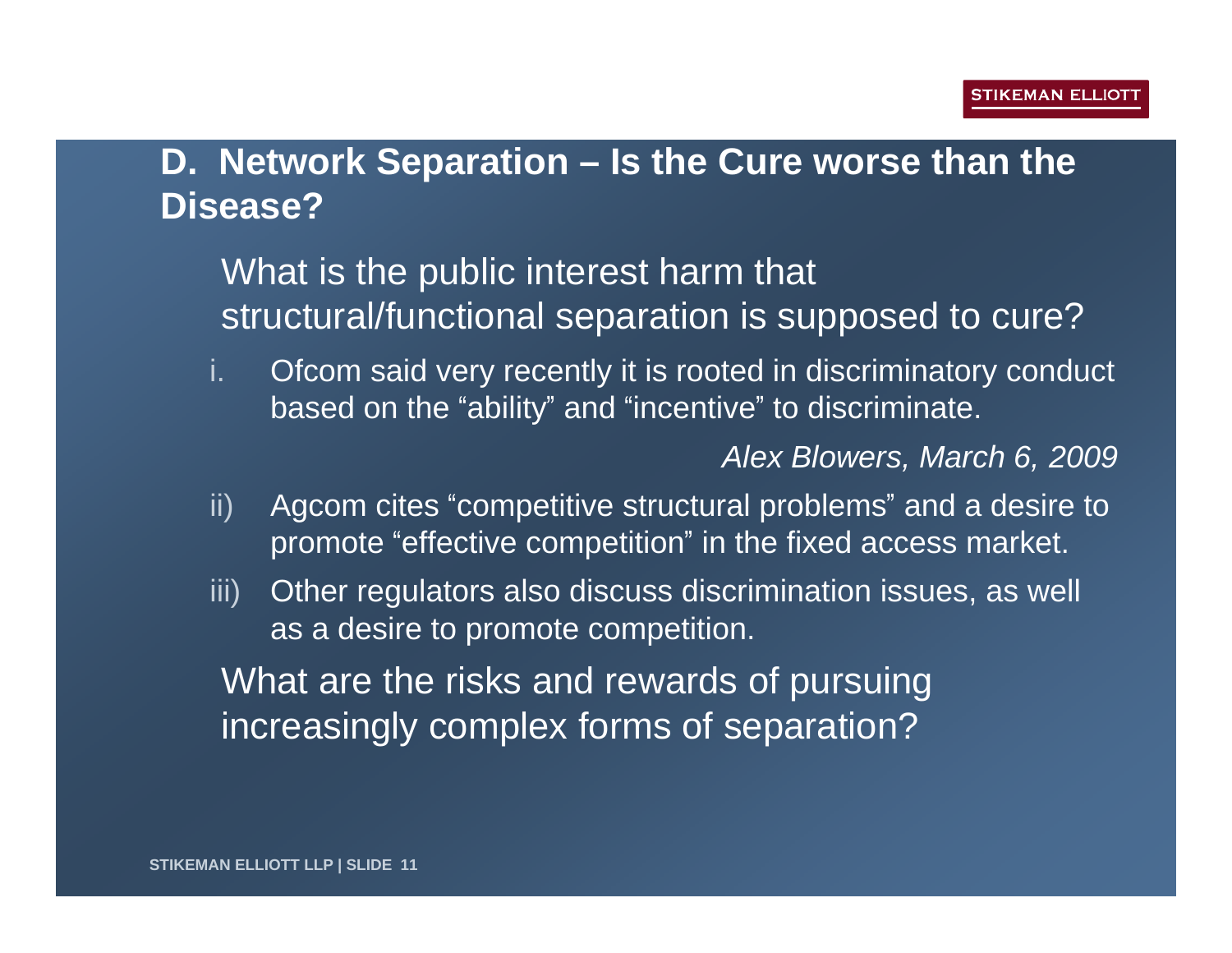## D. Network Separation – Is the Cure worse than the Disease?

What is the public interest harm that structural/functional separation is supposed to cure?

i. Ofcom said very recently it is rooted in discriminatory conduct based on the “ability” and “incentive” to discriminate.

*Alex Blowers, March 6, 2009*

ii) Agcom cites “competitive structural problems” and a desire to promote “effective competition” in the fixed access market.

iii) Other regulators also discuss discrimination issues, as well as a desire to promote competition.

What are the risks and rewards of pursuing increasingly complex forms of separation?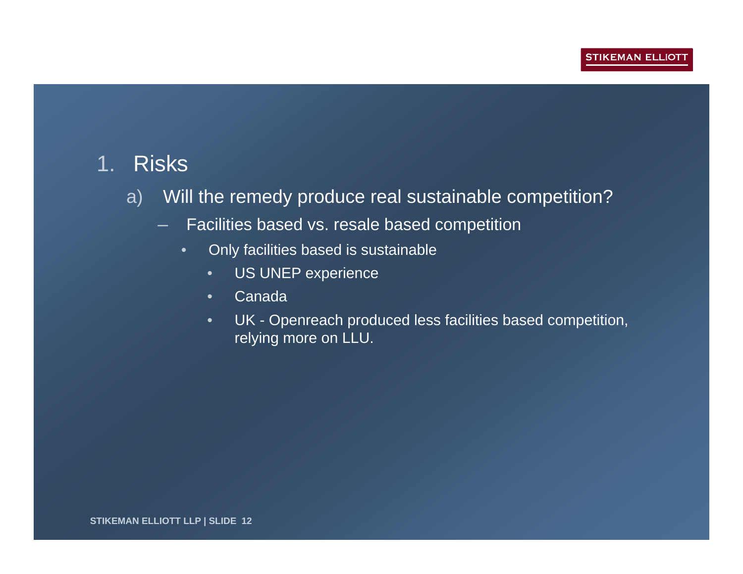1. Risks

   a) Will the remedy produce real sustainable competition?

      – Facilities based vs. resale based competition

        - Only facilities based is sustainable
          - US UNEP experience
          - Canada
          - UK - Openreach produced less facilities based competition, relying more on LLU.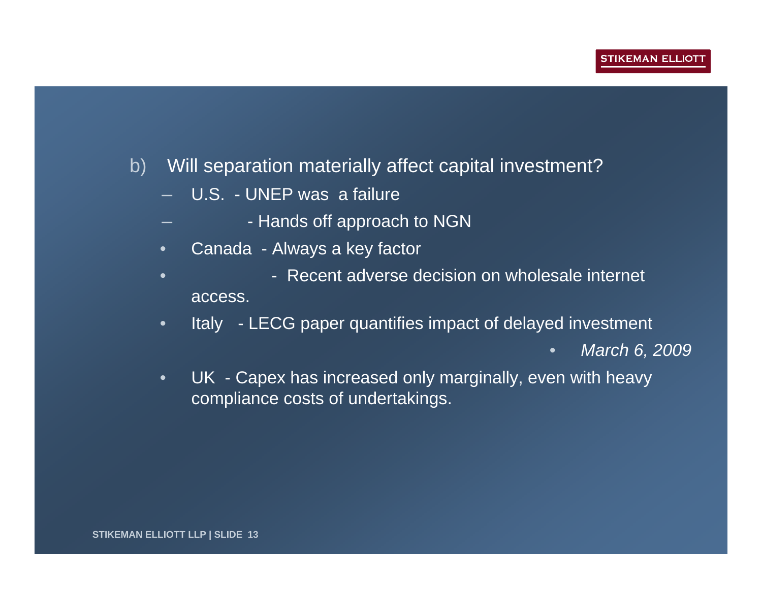b) Will separation materially affect capital investment?

- U.S. - UNEP was a failure
- - Hands off approach to NGN
- Canada - Always a key factor
- - Recent adverse decision on wholesale internet access.
- Italy - LECG paper quantifies impact of delayed investment
  - *March 6, 2009*
- UK - Capex has increased only marginally, even with heavy compliance costs of undertakings.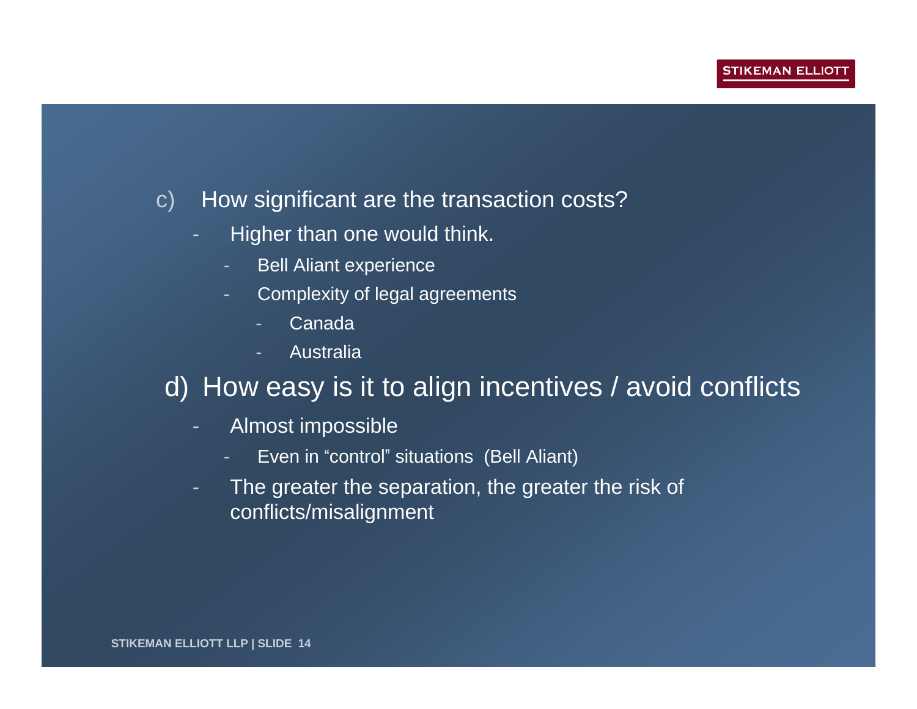c) How significant are the transaction costs?

- Higher than one would think.
  - Bell Aliant experience
  - Complexity of legal agreements
    - Canada
    - Australia

d) How easy is it to align incentives / avoid conflicts

- Almost impossible
  - Even in “control” situations (Bell Aliant)
- The greater the separation, the greater the risk of conflicts/misalignment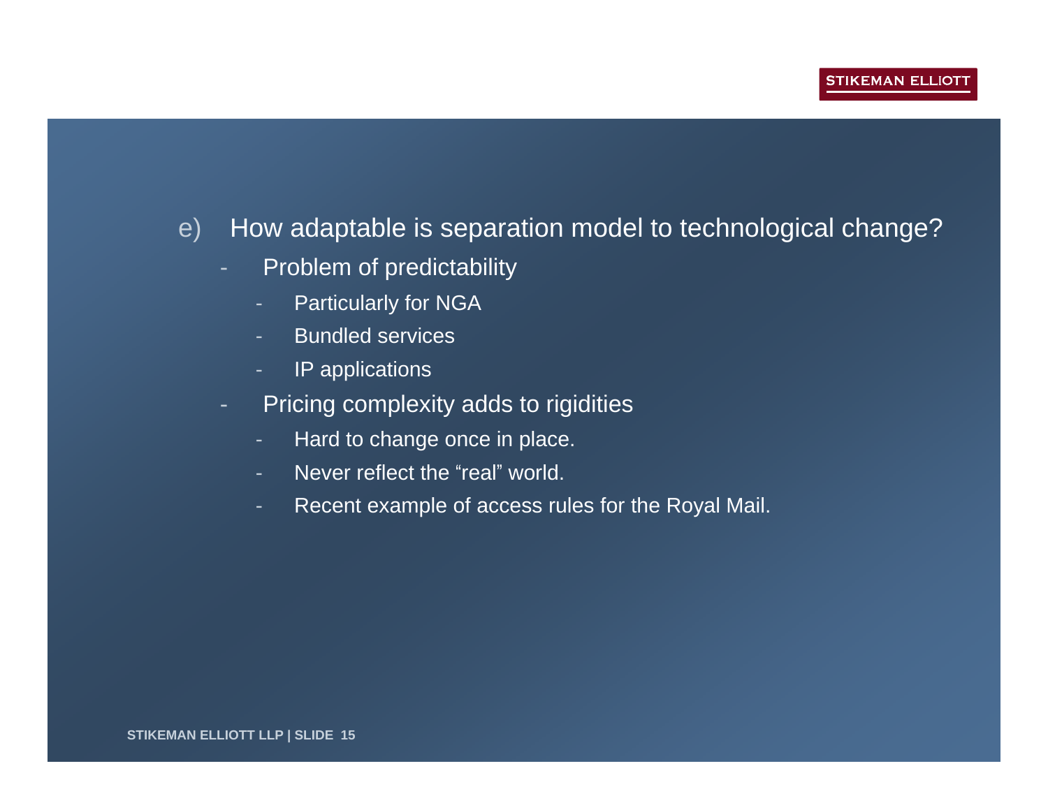e) How adaptable is separation model to technological change?

- Problem of predictability
  - Particularly for NGA
  - Bundled services
  - IP applications
- Pricing complexity adds to rigidities
  - Hard to change once in place.
  - Never reflect the “real” world.
  - Recent example of access rules for the Royal Mail.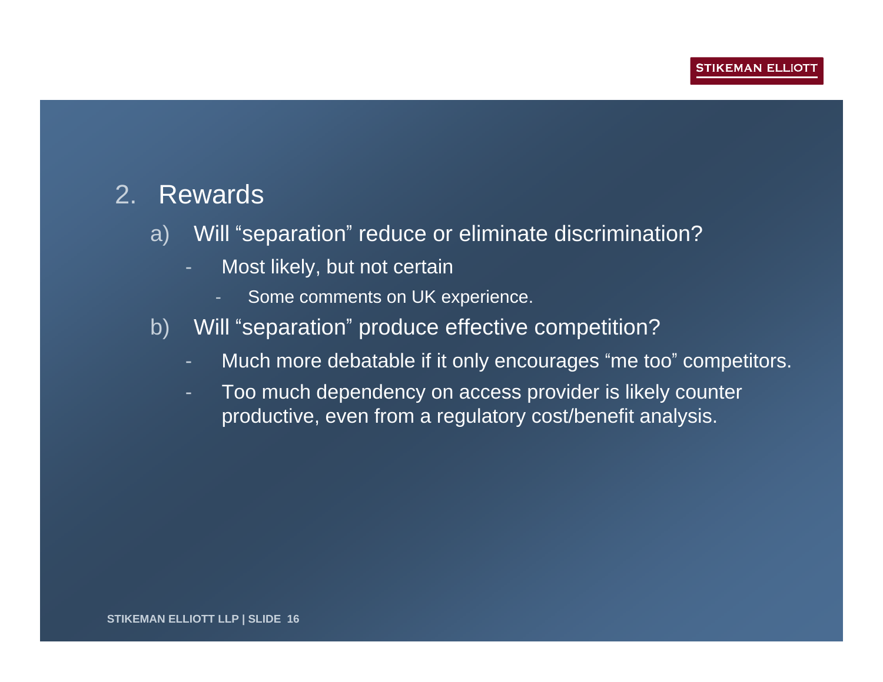## 2. Rewards

a) Will “separation” reduce or eliminate discrimination?

- Most likely, but not certain
  - Some comments on UK experience.

b) Will “separation” produce effective competition?

- Much more debatable if it only encourages “me too” competitors.
- Too much dependency on access provider is likely counter productive, even from a regulatory cost/benefit analysis.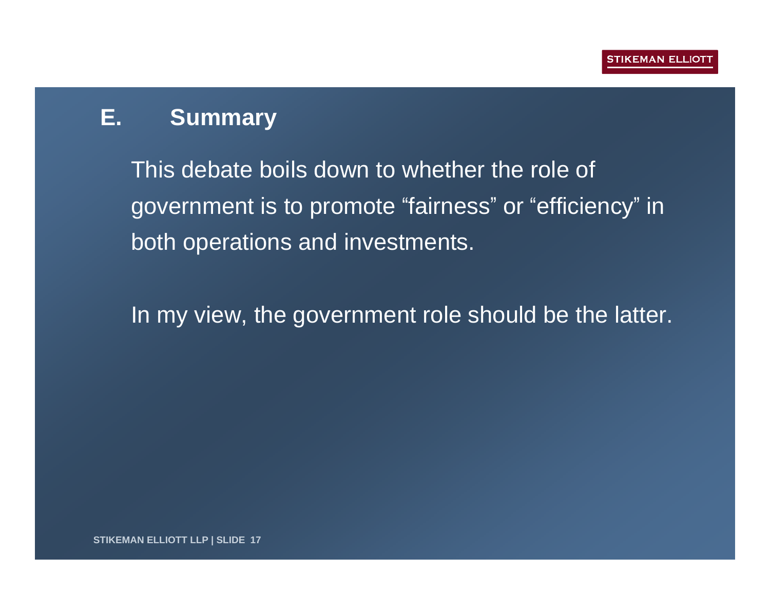## E. Summary

This debate boils down to whether the role of government is to promote “fairness” or “efficiency” in both operations and investments.

In my view, the government role should be the latter.